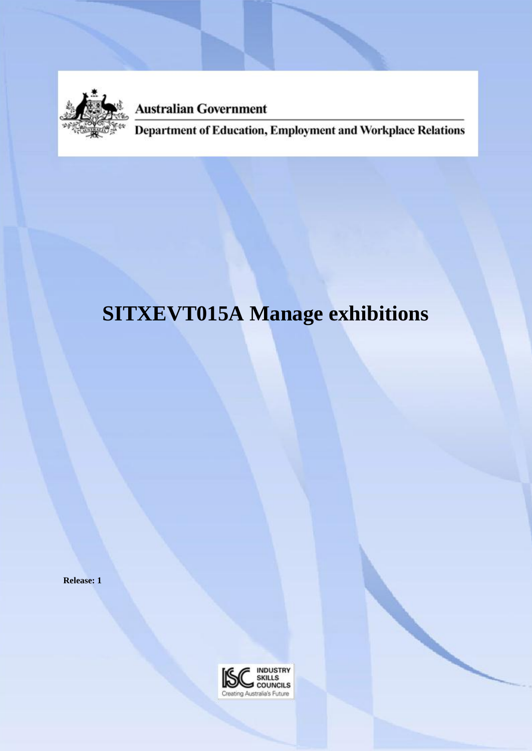Australian Government

Department of Education, Employment and Workplace Relations

# SITXEVT015A Manage exhibitions

**Release: 1**

INDUSTRY SKILLS COUNCILS

Creating Australia's Future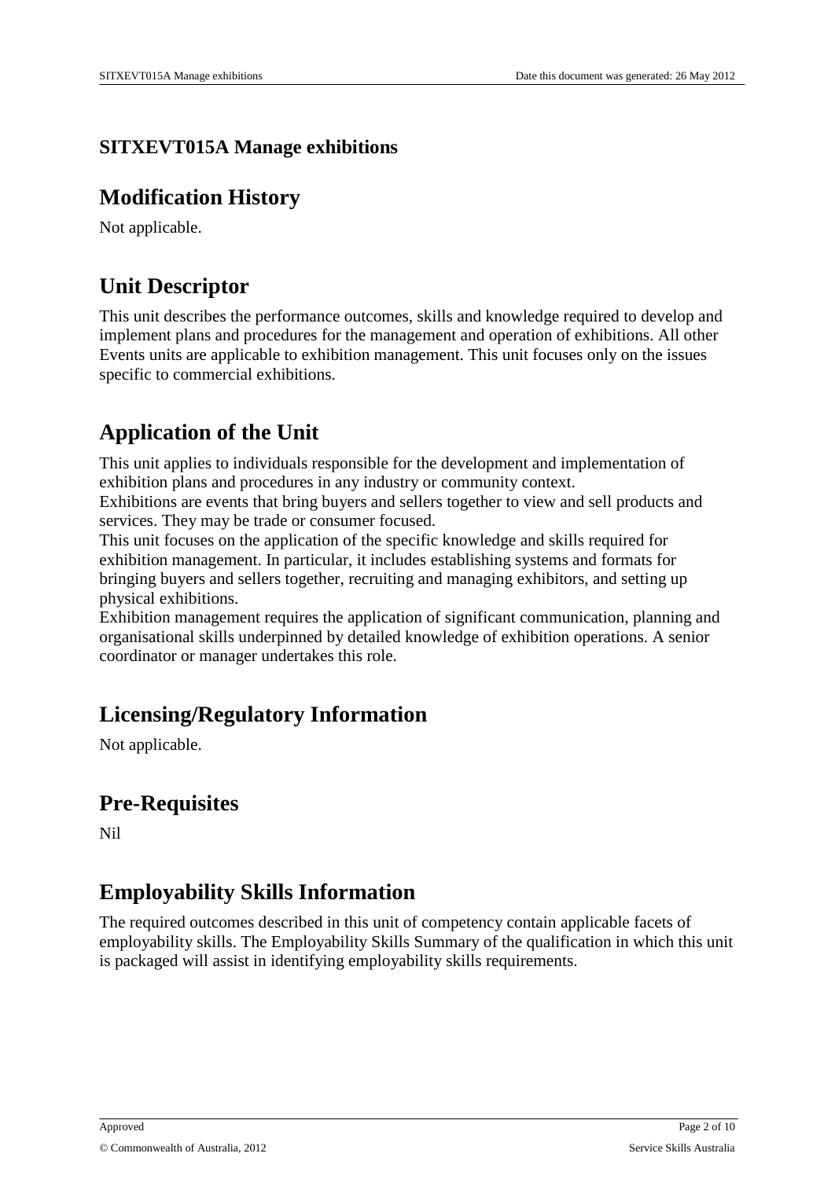# SITXEVT015A Manage exhibitions

## Modification History

Not applicable.

## Unit Descriptor

This unit describes the performance outcomes, skills and knowledge required to develop and implement plans and procedures for the management and operation of exhibitions. All other Events units are applicable to exhibition management. This unit focuses only on the issues specific to commercial exhibitions.

## Application of the Unit

This unit applies to individuals responsible for the development and implementation of exhibition plans and procedures in any industry or community context.

Exhibitions are events that bring buyers and sellers together to view and sell products and services. They may be trade or consumer focused.

This unit focuses on the application of the specific knowledge and skills required for exhibition management. In particular, it includes establishing systems and formats for bringing buyers and sellers together, recruiting and managing exhibitors, and setting up physical exhibitions.

Exhibition management requires the application of significant communication, planning and organisational skills underpinned by detailed knowledge of exhibition operations. A senior coordinator or manager undertakes this role.

## Licensing/Regulatory Information

Not applicable.

## Pre-Requisites

Nil

## Employability Skills Information

The required outcomes described in this unit of competency contain applicable facets of employability skills. The Employability Skills Summary of the qualification in which this unit is packaged will assist in identifying employability skills requirements.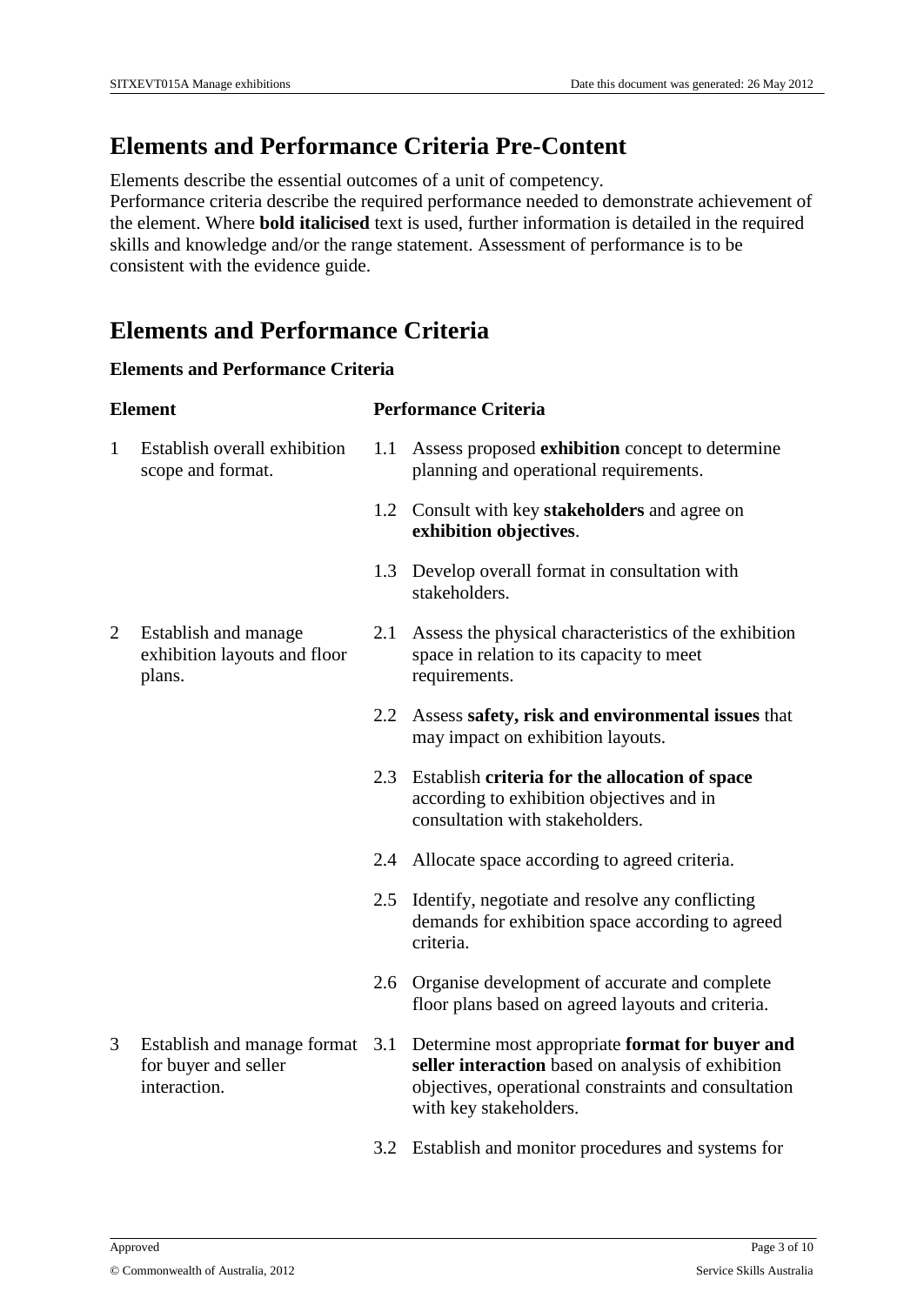## Elements and Performance Criteria Pre-Content

Elements describe the essential outcomes of a unit of competency.
Performance criteria describe the required performance needed to demonstrate achievement of the element. Where **bold italicised** text is used, further information is detailed in the required skills and knowledge and/or the range statement. Assessment of performance is to be consistent with the evidence guide.

## Elements and Performance Criteria

### Elements and Performance Criteria

| Element | Performance Criteria |
|---|---|
| 1 Establish overall exhibition scope and format. | 1.1 Assess proposed **exhibition** concept to determine planning and operational requirements. |
| | 1.2 Consult with key **stakeholders** and agree on **exhibition objectives**. |
| | 1.3 Develop overall format in consultation with stakeholders. |
| 2 Establish and manage exhibition layouts and floor plans. | 2.1 Assess the physical characteristics of the exhibition space in relation to its capacity to meet requirements. |
| | 2.2 Assess **safety, risk and environmental issues** that may impact on exhibition layouts. |
| | 2.3 Establish **criteria for the allocation of space** according to exhibition objectives and in consultation with stakeholders. |
| | 2.4 Allocate space according to agreed criteria. |
| | 2.5 Identify, negotiate and resolve any conflicting demands for exhibition space according to agreed criteria. |
| | 2.6 Organise development of accurate and complete floor plans based on agreed layouts and criteria. |
| 3 Establish and manage format for buyer and seller interaction. | 3.1 Determine most appropriate **format for buyer and seller interaction** based on analysis of exhibition objectives, operational constraints and consultation with key stakeholders. |
| | 3.2 Establish and monitor procedures and systems for |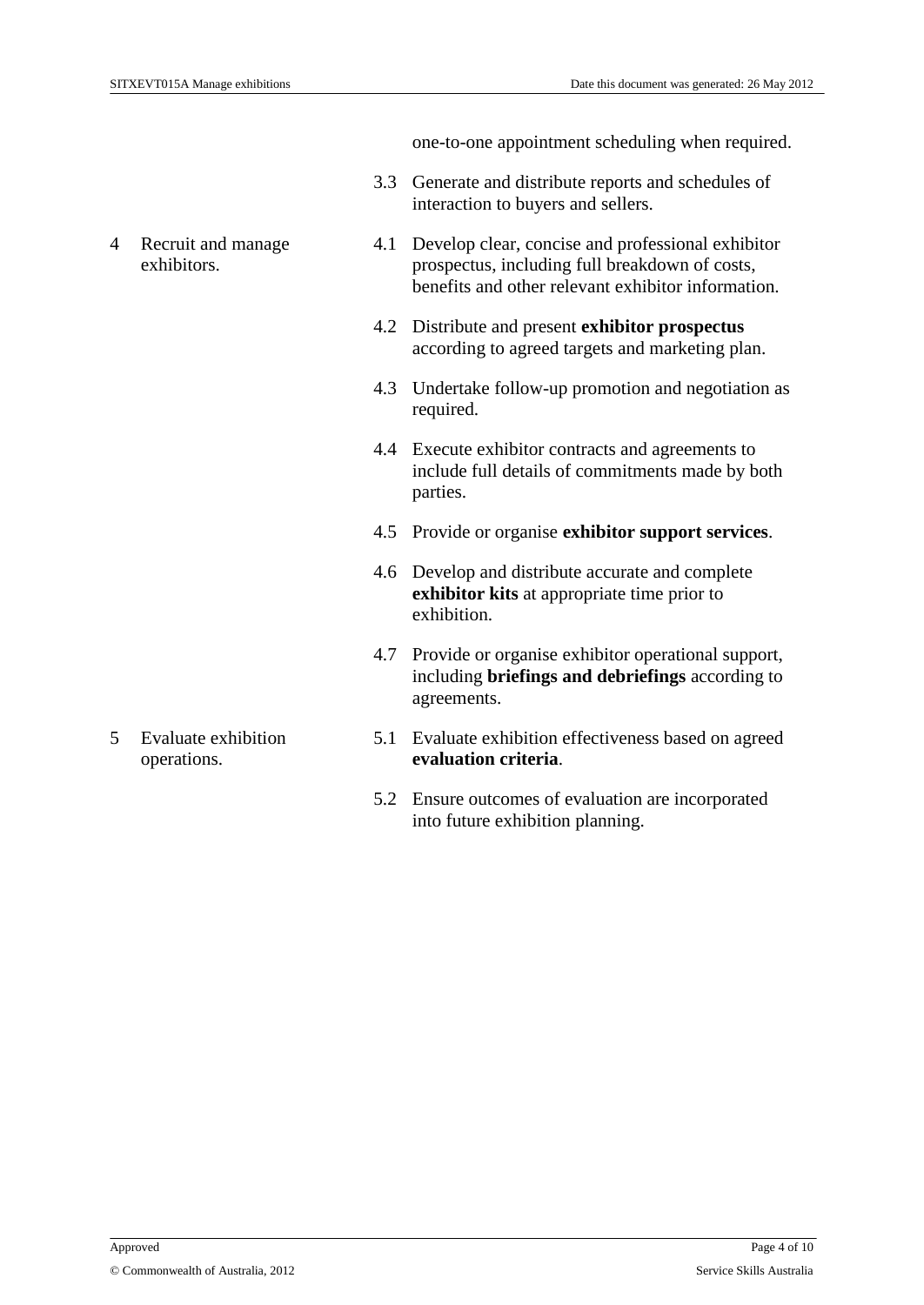| | | |
|---|---|---|
| | | one-to-one appointment scheduling when required. |
| | 3.3 | Generate and distribute reports and schedules of interaction to buyers and sellers. |
| 4 Recruit and manage exhibitors. | 4.1 | Develop clear, concise and professional exhibitor prospectus, including full breakdown of costs, benefits and other relevant exhibitor information. |
| | 4.2 | Distribute and present **exhibitor prospectus** according to agreed targets and marketing plan. |
| | 4.3 | Undertake follow-up promotion and negotiation as required. |
| | 4.4 | Execute exhibitor contracts and agreements to include full details of commitments made by both parties. |
| | 4.5 | Provide or organise **exhibitor support services**. |
| | 4.6 | Develop and distribute accurate and complete **exhibitor kits** at appropriate time prior to exhibition. |
| | 4.7 | Provide or organise exhibitor operational support, including **briefings and debriefings** according to agreements. |
| 5 Evaluate exhibition operations. | 5.1 | Evaluate exhibition effectiveness based on agreed **evaluation criteria**. |
| | 5.2 | Ensure outcomes of evaluation are incorporated into future exhibition planning. |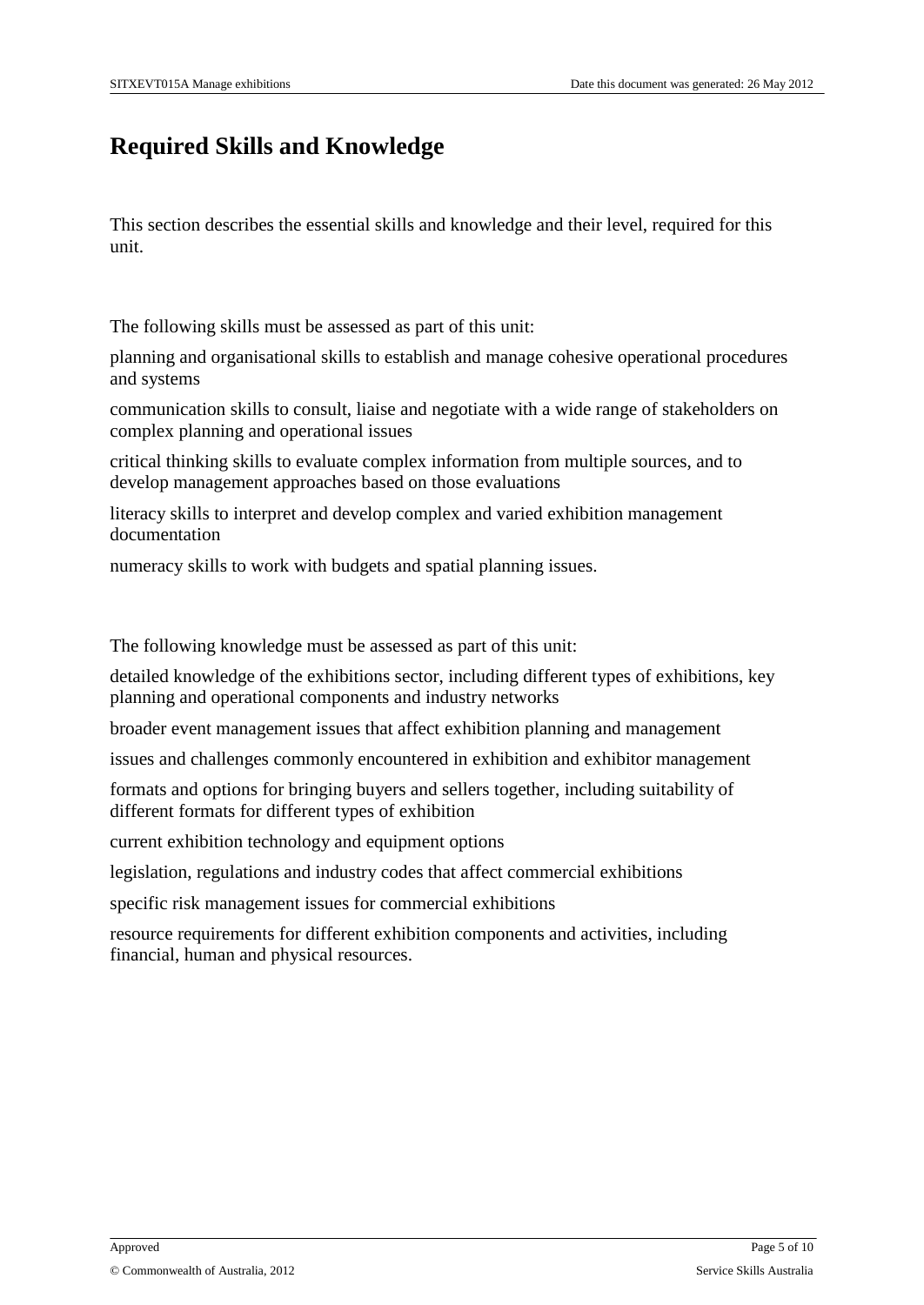# Required Skills and Knowledge

This section describes the essential skills and knowledge and their level, required for this unit.

The following skills must be assessed as part of this unit:

planning and organisational skills to establish and manage cohesive operational procedures and systems

communication skills to consult, liaise and negotiate with a wide range of stakeholders on complex planning and operational issues

critical thinking skills to evaluate complex information from multiple sources, and to develop management approaches based on those evaluations

literacy skills to interpret and develop complex and varied exhibition management documentation

numeracy skills to work with budgets and spatial planning issues.

The following knowledge must be assessed as part of this unit:

detailed knowledge of the exhibitions sector, including different types of exhibitions, key planning and operational components and industry networks

broader event management issues that affect exhibition planning and management

issues and challenges commonly encountered in exhibition and exhibitor management

formats and options for bringing buyers and sellers together, including suitability of different formats for different types of exhibition

current exhibition technology and equipment options

legislation, regulations and industry codes that affect commercial exhibitions

specific risk management issues for commercial exhibitions

resource requirements for different exhibition components and activities, including financial, human and physical resources.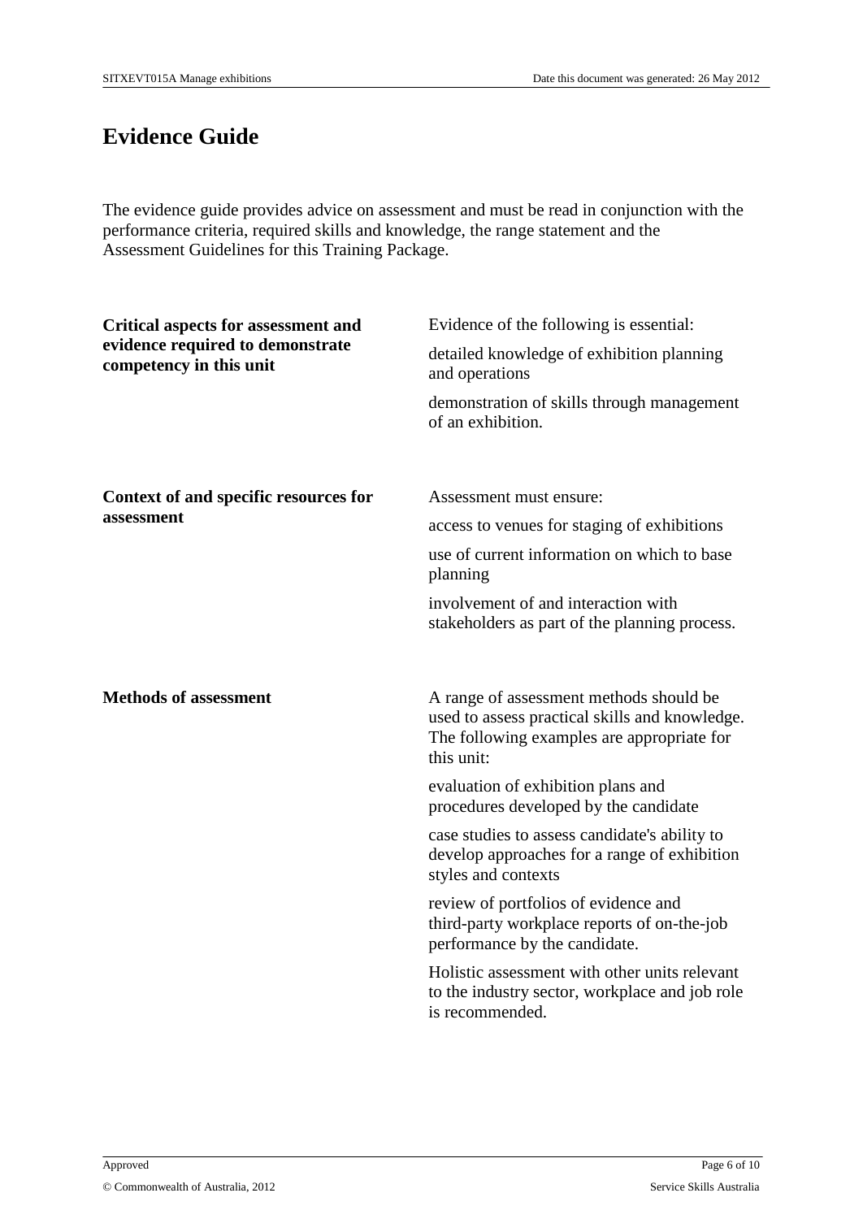# Evidence Guide

The evidence guide provides advice on assessment and must be read in conjunction with the performance criteria, required skills and knowledge, the range statement and the Assessment Guidelines for this Training Package.

| | |
|---|---|
| **Critical aspects for assessment and evidence required to demonstrate competency in this unit** | Evidence of the following is essential:<br>detailed knowledge of exhibition planning and operations<br>demonstration of skills through management of an exhibition. |
| **Context of and specific resources for assessment** | Assessment must ensure:<br>access to venues for staging of exhibitions<br>use of current information on which to base planning<br>involvement of and interaction with stakeholders as part of the planning process. |
| **Methods of assessment** | A range of assessment methods should be used to assess practical skills and knowledge. The following examples are appropriate for this unit:<br>evaluation of exhibition plans and procedures developed by the candidate<br>case studies to assess candidate's ability to develop approaches for a range of exhibition styles and contexts<br>review of portfolios of evidence and third-party workplace reports of on-the-job performance by the candidate.<br>Holistic assessment with other units relevant to the industry sector, workplace and job role is recommended. |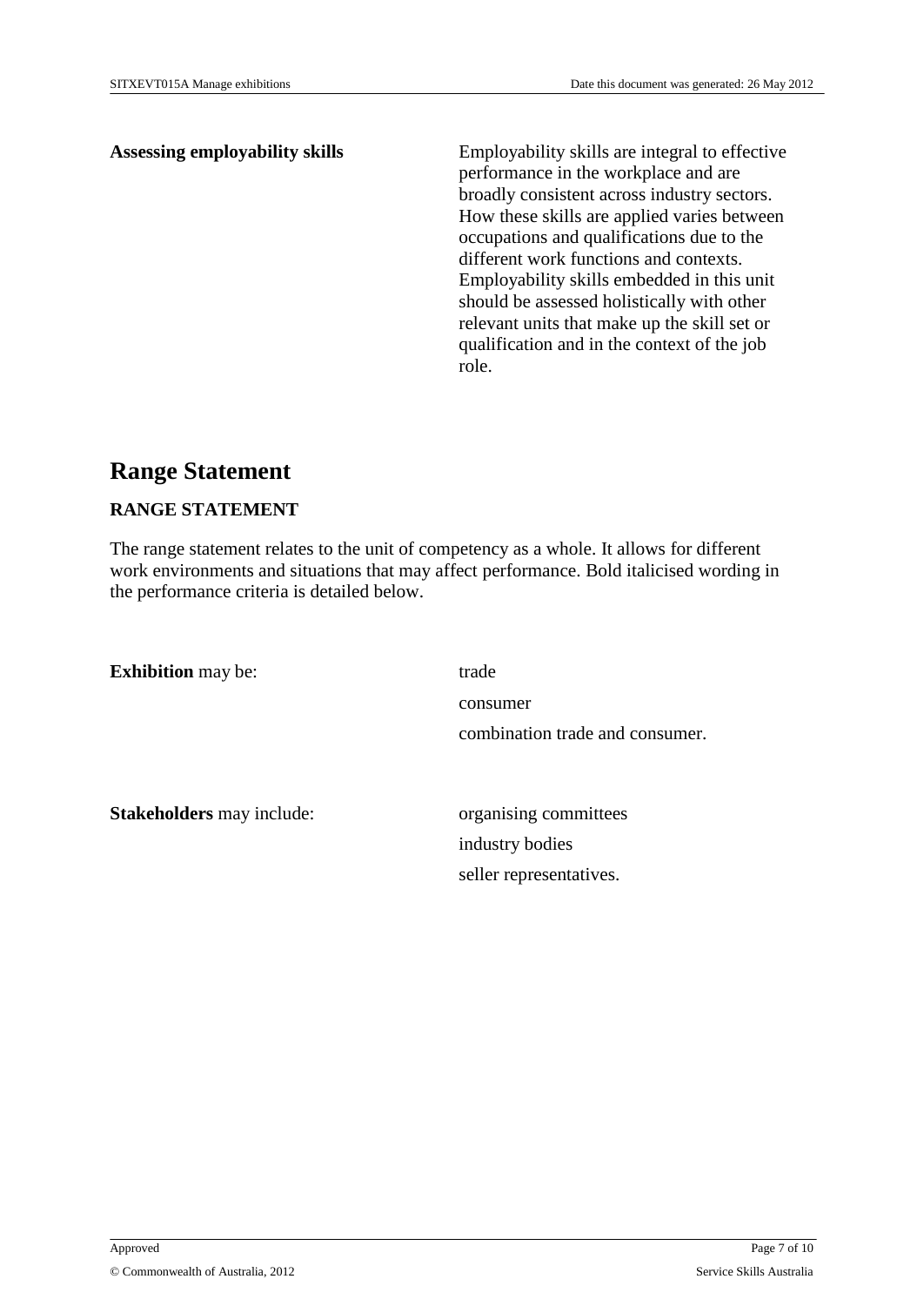| | |
|---|---|
| **Assessing employability skills** | Employability skills are integral to effective performance in the workplace and are broadly consistent across industry sectors. How these skills are applied varies between occupations and qualifications due to the different work functions and contexts. Employability skills embedded in this unit should be assessed holistically with other relevant units that make up the skill set or qualification and in the context of the job role. |

# Range Statement

**RANGE STATEMENT**

The range statement relates to the unit of competency as a whole. It allows for different work environments and situations that may affect performance. Bold italicised wording in the performance criteria is detailed below.

| | |
|---|---|
| **Exhibition** may be: | trade<br>consumer<br>combination trade and consumer. |
| **Stakeholders** may include: | organising committees<br>industry bodies<br>seller representatives. |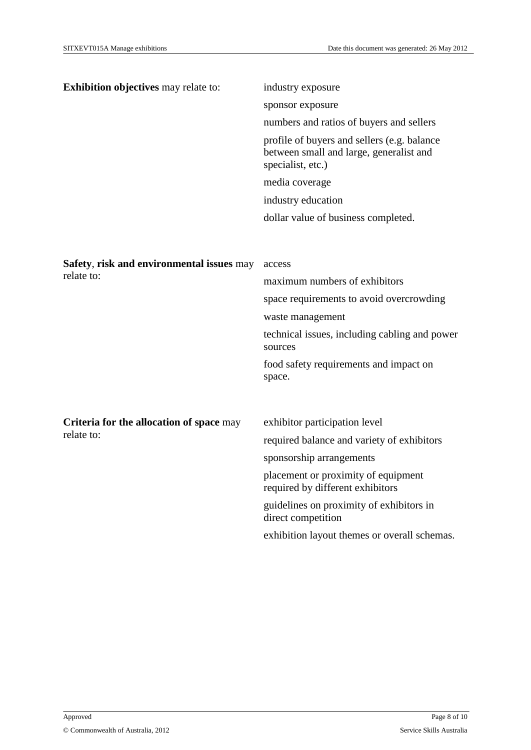| | |
|---|---|
| **Exhibition objectives** may relate to: | industry exposure<br>sponsor exposure<br>numbers and ratios of buyers and sellers<br>profile of buyers and sellers (e.g. balance between small and large, generalist and specialist, etc.)<br>media coverage<br>industry education<br>dollar value of business completed. |
| **Safety**, **risk and environmental issues** may relate to: | access<br>maximum numbers of exhibitors<br>space requirements to avoid overcrowding<br>waste management<br>technical issues, including cabling and power sources<br>food safety requirements and impact on space. |
| **Criteria for the allocation of space** may relate to: | exhibitor participation level<br>required balance and variety of exhibitors<br>sponsorship arrangements<br>placement or proximity of equipment required by different exhibitors<br>guidelines on proximity of exhibitors in direct competition<br>exhibition layout themes or overall schemas. |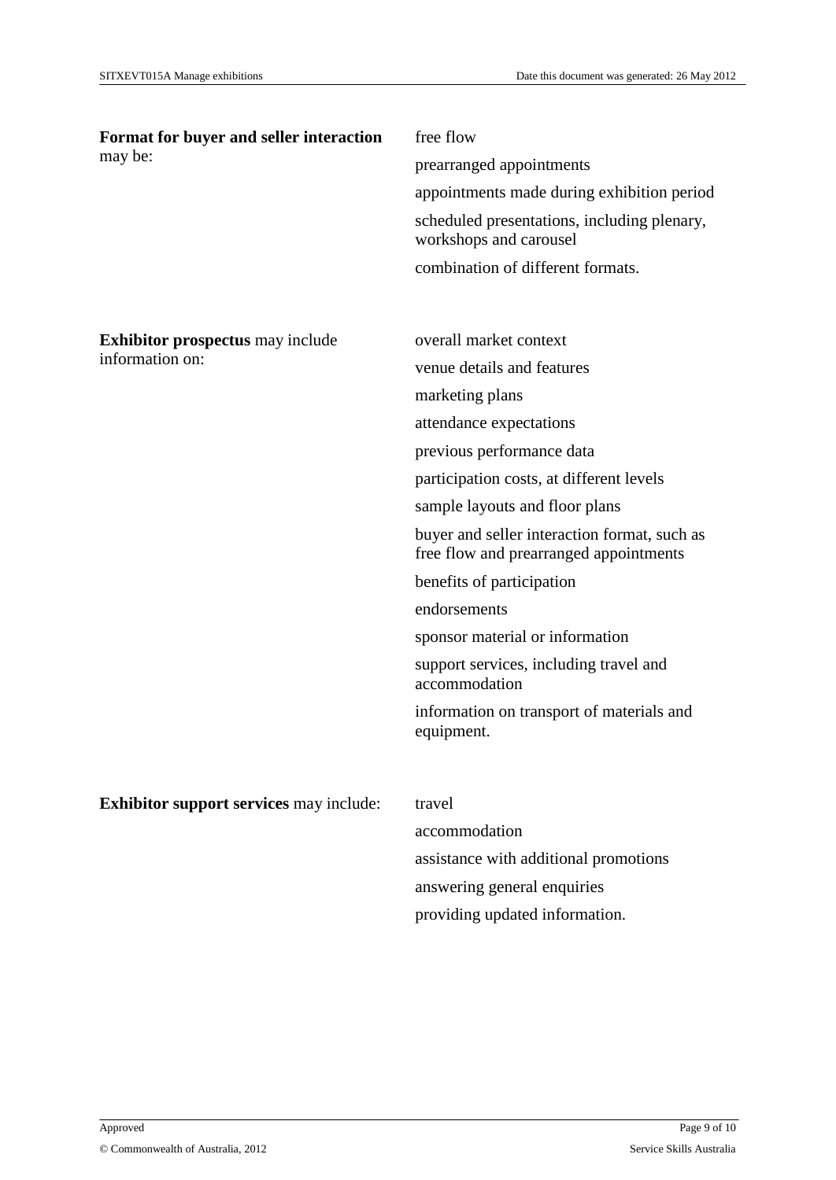| | |
|---|---|
| **Format for buyer and seller interaction** may be: | free flow<br>prearranged appointments<br>appointments made during exhibition period<br>scheduled presentations, including plenary, workshops and carousel<br>combination of different formats. |
| **Exhibitor prospectus** may include information on: | overall market context<br>venue details and features<br>marketing plans<br>attendance expectations<br>previous performance data<br>participation costs, at different levels<br>sample layouts and floor plans<br>buyer and seller interaction format, such as free flow and prearranged appointments<br>benefits of participation<br>endorsements<br>sponsor material or information<br>support services, including travel and accommodation<br>information on transport of materials and equipment. |
| **Exhibitor support services** may include: | travel<br>accommodation<br>assistance with additional promotions<br>answering general enquiries<br>providing updated information. |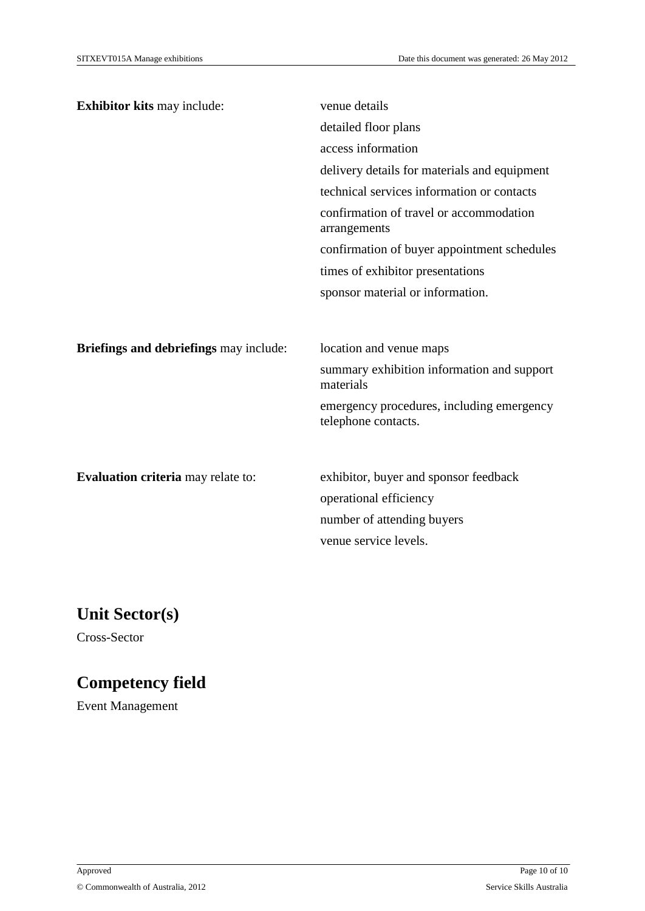| | |
|---|---|
| **Exhibitor kits** may include: | venue details<br>detailed floor plans<br>access information<br>delivery details for materials and equipment<br>technical services information or contacts<br>confirmation of travel or accommodation arrangements<br>confirmation of buyer appointment schedules<br>times of exhibitor presentations<br>sponsor material or information. |
| **Briefings and debriefings** may include: | location and venue maps<br>summary exhibition information and support materials<br>emergency procedures, including emergency telephone contacts. |
| **Evaluation criteria** may relate to: | exhibitor, buyer and sponsor feedback<br>operational efficiency<br>number of attending buyers<br>venue service levels. |

## Unit Sector(s)

Cross-Sector

## Competency field

Event Management